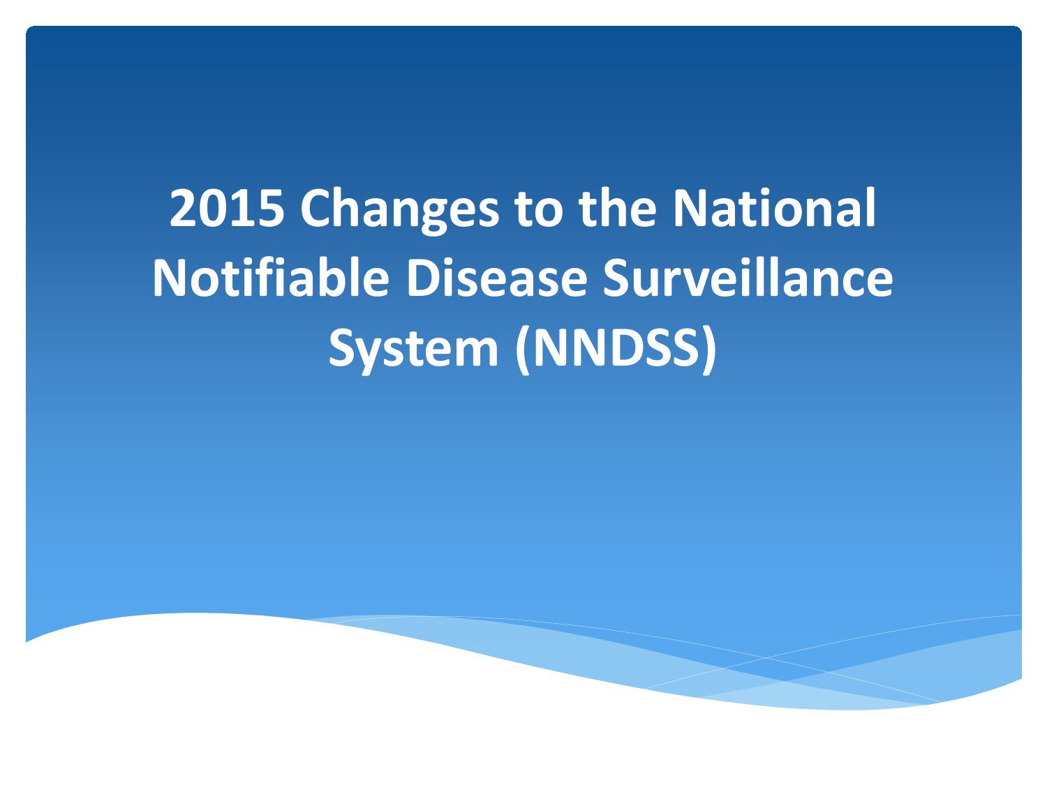# 2015 Changes to the National Notifiable Disease Surveillance System (NNDSS)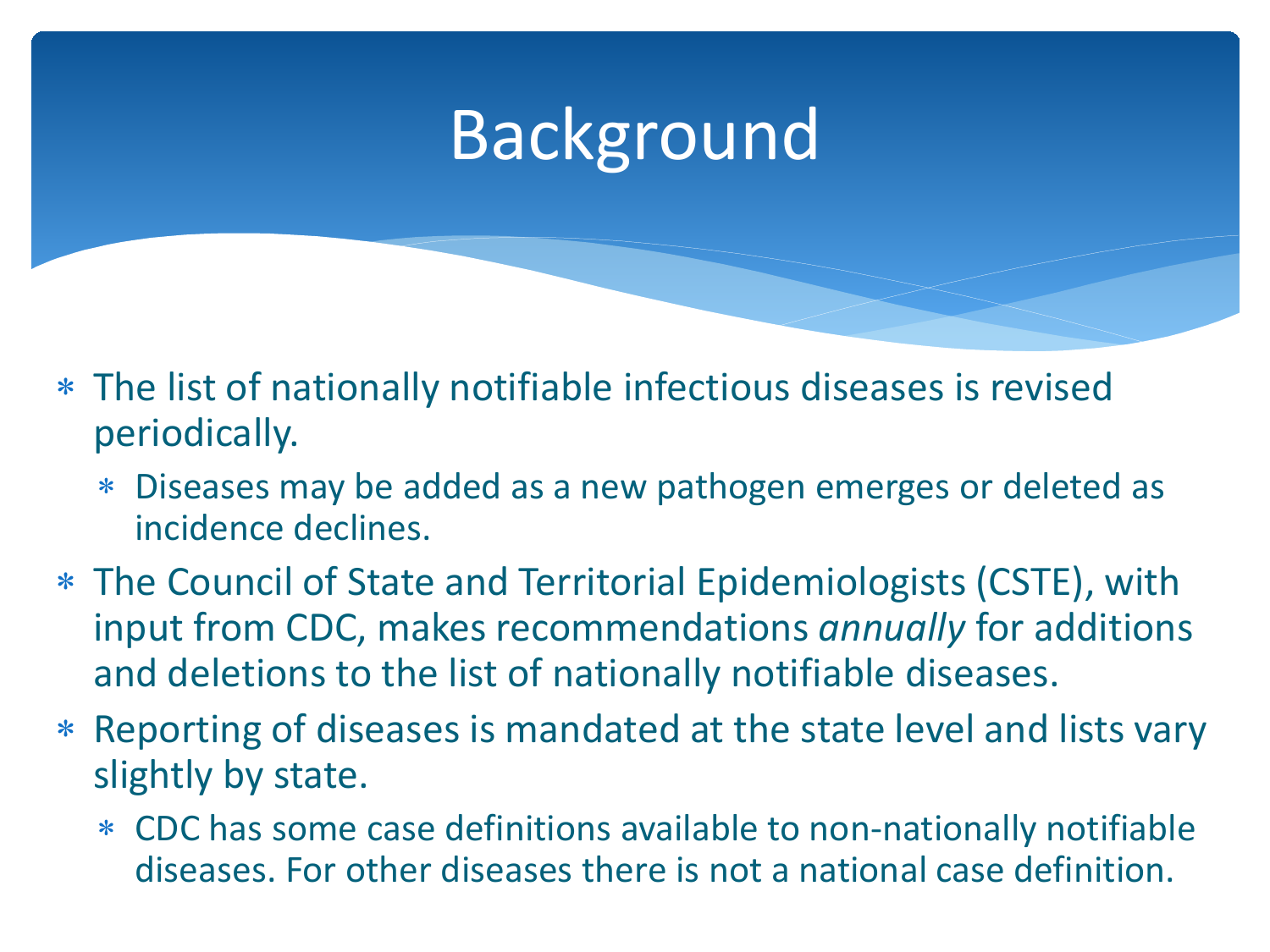# Background

- The list of nationally notifiable infectious diseases is revised periodically.
  - Diseases may be added as a new pathogen emerges or deleted as incidence declines.
- The Council of State and Territorial Epidemiologists (CSTE), with input from CDC, makes recommendations *annually* for additions and deletions to the list of nationally notifiable diseases.
- Reporting of diseases is mandated at the state level and lists vary slightly by state.
  - CDC has some case definitions available to non-nationally notifiable diseases. For other diseases there is not a national case definition.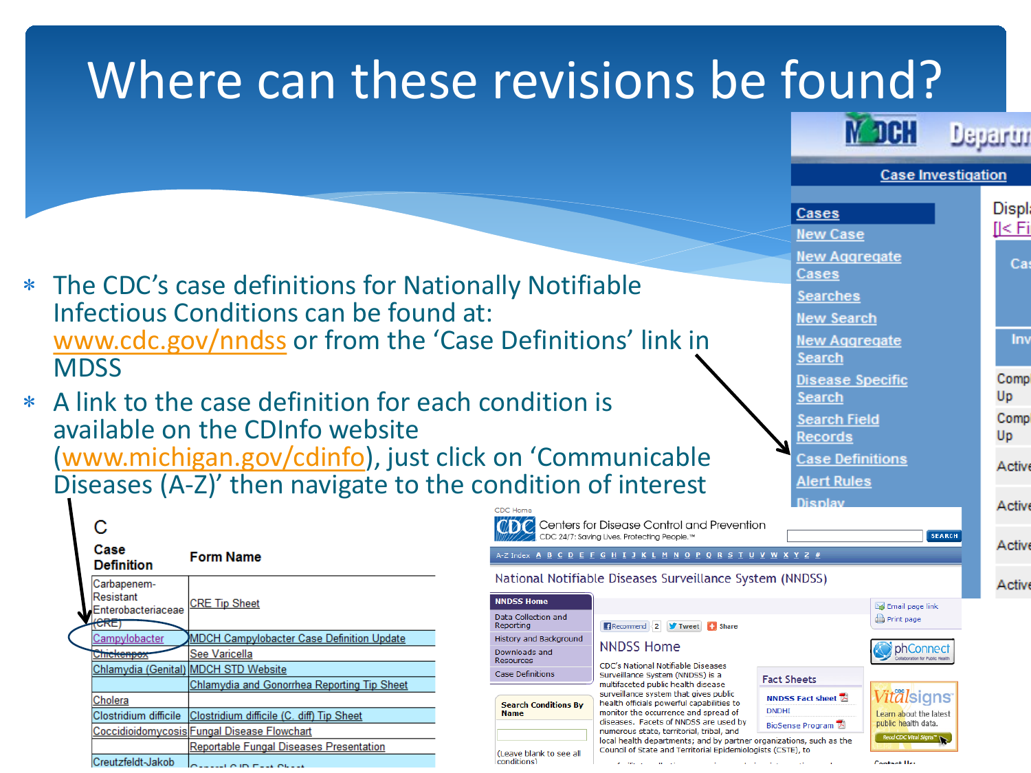# Where can these revisions be found?

- The CDC's case definitions for Nationally Notifiable Infectious Conditions can be found at: www.cdc.gov/nndss or from the 'Case Definitions' link in MDSS
- A link to the case definition for each condition is available on the CDInfo website (www.michigan.gov/cdinfo), just click on 'Communicable Diseases (A-Z)' then navigate to the condition of interest

C

| Case Definition | Form Name |
|---|---|
| Carbapenem-Resistant Enterobacteriaceae (CRE) | CRE Tip Sheet |
| Campylobacter | MDCH Campylobacter Case Definition Update |
| Chickenpox | See Varicella |
| Chlamydia (Genital) | MDCH STD Website |
| | Chlamydia and Gonorrhea Reporting Tip Sheet |
| Cholera | |
| Clostridium difficile | Clostridium difficile (C. diff) Tip Sheet |
| Coccidioidomycosis | Fungal Disease Flowchart |
| | Reportable Fungal Diseases Presentation |
| Creutzfeldt-Jakob | |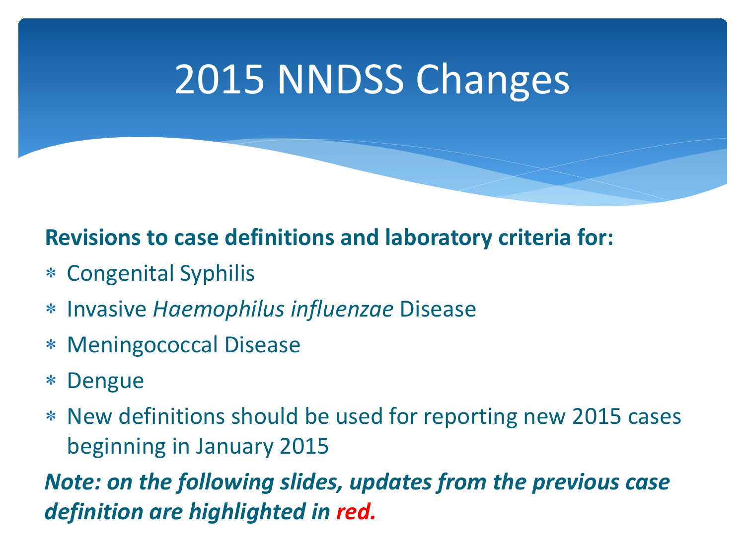# 2015 NNDSS Changes

**Revisions to case definitions and laboratory criteria for:**

- Congenital Syphilis
- Invasive *Haemophilus influenzae* Disease
- Meningococcal Disease
- Dengue
- New definitions should be used for reporting new 2015 cases beginning in January 2015

***Note: on the following slides, updates from the previous case definition are highlighted in red.***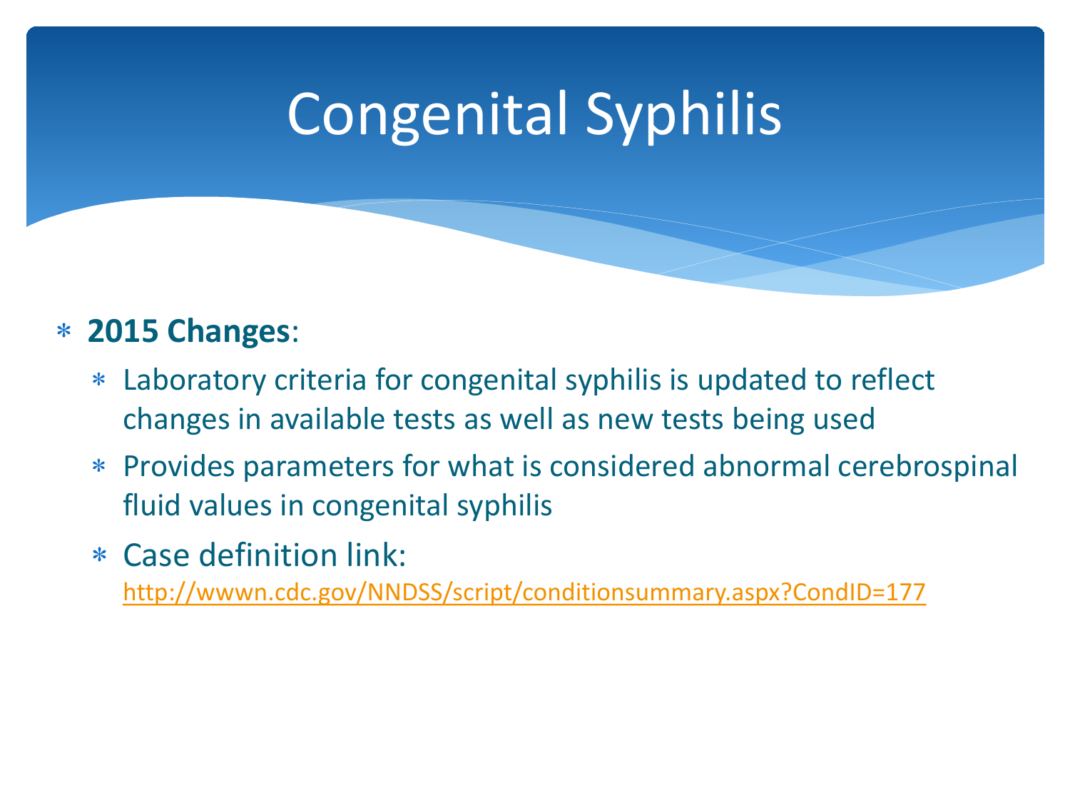# Congenital Syphilis

- **2015 Changes**:
  - Laboratory criteria for congenital syphilis is updated to reflect changes in available tests as well as new tests being used
  - Provides parameters for what is considered abnormal cerebrospinal fluid values in congenital syphilis
  - Case definition link: http://wwwn.cdc.gov/NNDSS/script/conditionsummary.aspx?CondID=177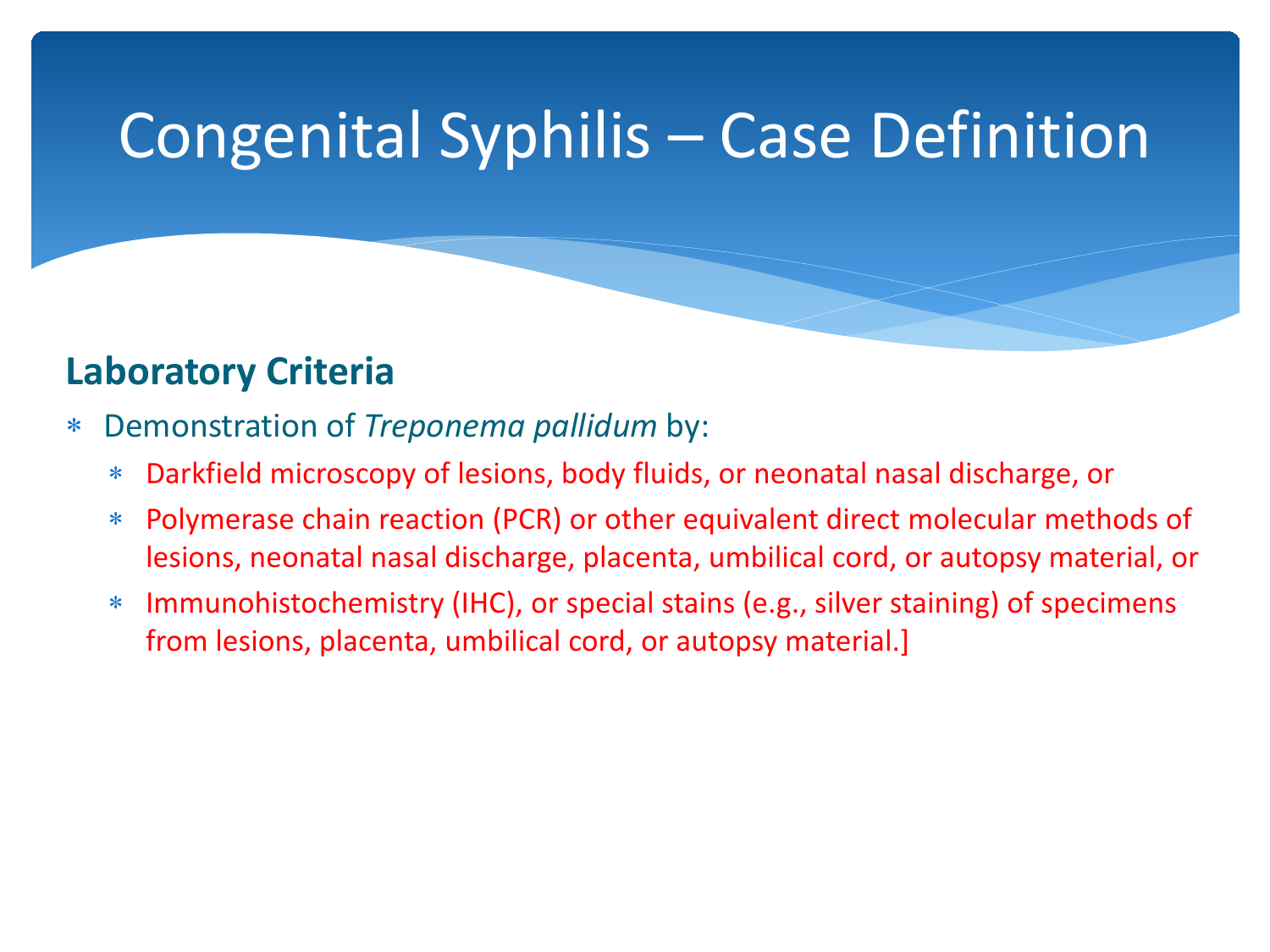# Congenital Syphilis – Case Definition

## Laboratory Criteria

- Demonstration of *Treponema pallidum* by:
  - Darkfield microscopy of lesions, body fluids, or neonatal nasal discharge, or
  - Polymerase chain reaction (PCR) or other equivalent direct molecular methods of lesions, neonatal nasal discharge, placenta, umbilical cord, or autopsy material, or
  - Immunohistochemistry (IHC), or special stains (e.g., silver staining) of specimens from lesions, placenta, umbilical cord, or autopsy material.]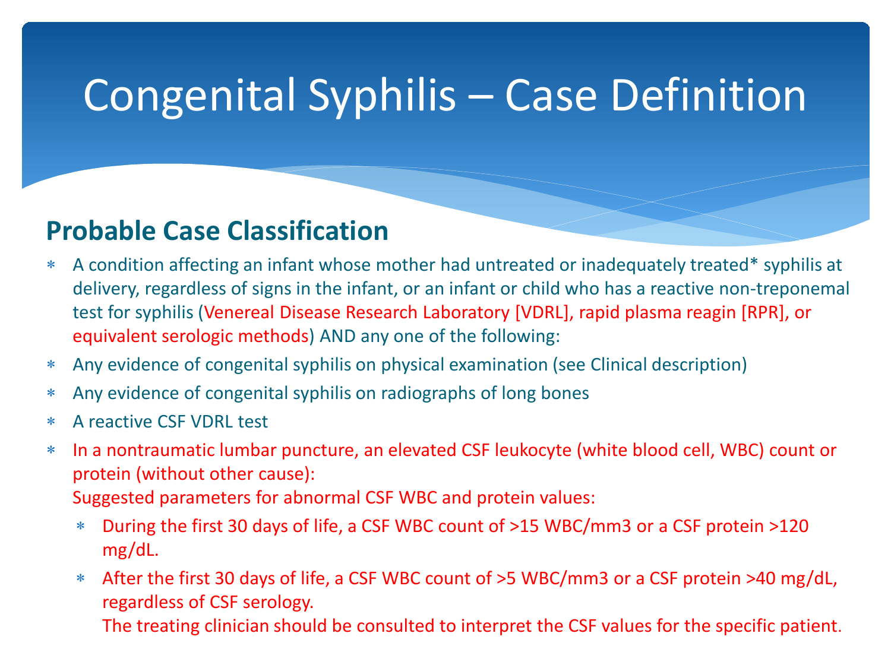# Congenital Syphilis – Case Definition

## Probable Case Classification

- A condition affecting an infant whose mother had untreated or inadequately treated* syphilis at delivery, regardless of signs in the infant, or an infant or child who has a reactive non-treponemal test for syphilis (Venereal Disease Research Laboratory [VDRL], rapid plasma reagin [RPR], or equivalent serologic methods) AND any one of the following:
- Any evidence of congenital syphilis on physical examination (see Clinical description)
- Any evidence of congenital syphilis on radiographs of long bones
- A reactive CSF VDRL test
- In a nontraumatic lumbar puncture, an elevated CSF leukocyte (white blood cell, WBC) count or protein (without other cause):

  Suggested parameters for abnormal CSF WBC and protein values:
  - During the first 30 days of life, a CSF WBC count of >15 WBC/mm3 or a CSF protein >120 mg/dL.
  - After the first 30 days of life, a CSF WBC count of >5 WBC/mm3 or a CSF protein >40 mg/dL, regardless of CSF serology.

    The treating clinician should be consulted to interpret the CSF values for the specific patient.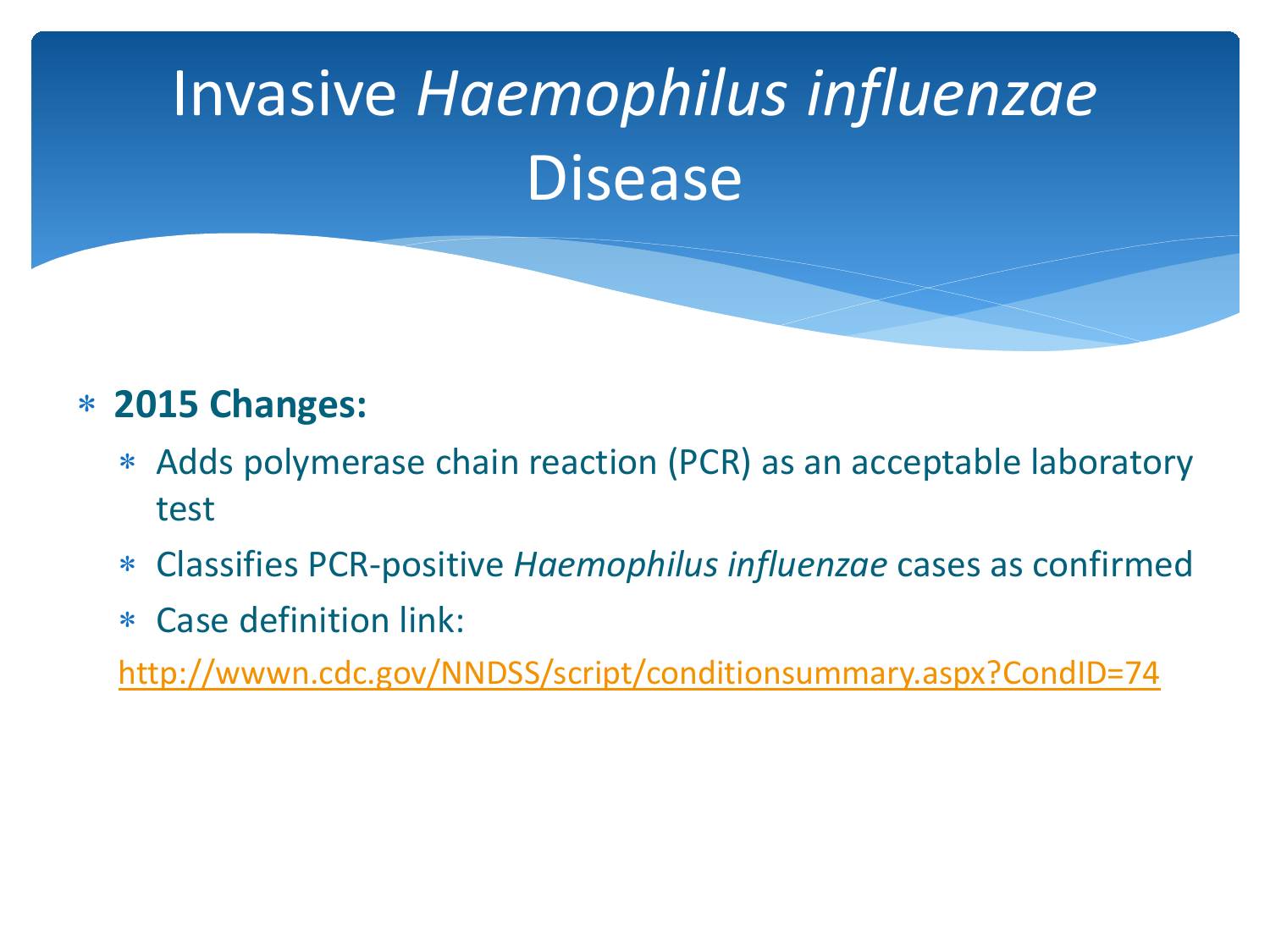# Invasive *Haemophilus influenzae* Disease

- **2015 Changes:**
  - Adds polymerase chain reaction (PCR) as an acceptable laboratory test
  - Classifies PCR-positive *Haemophilus influenzae* cases as confirmed
  - Case definition link:

http://wwwn.cdc.gov/NNDSS/script/conditionsummary.aspx?CondID=74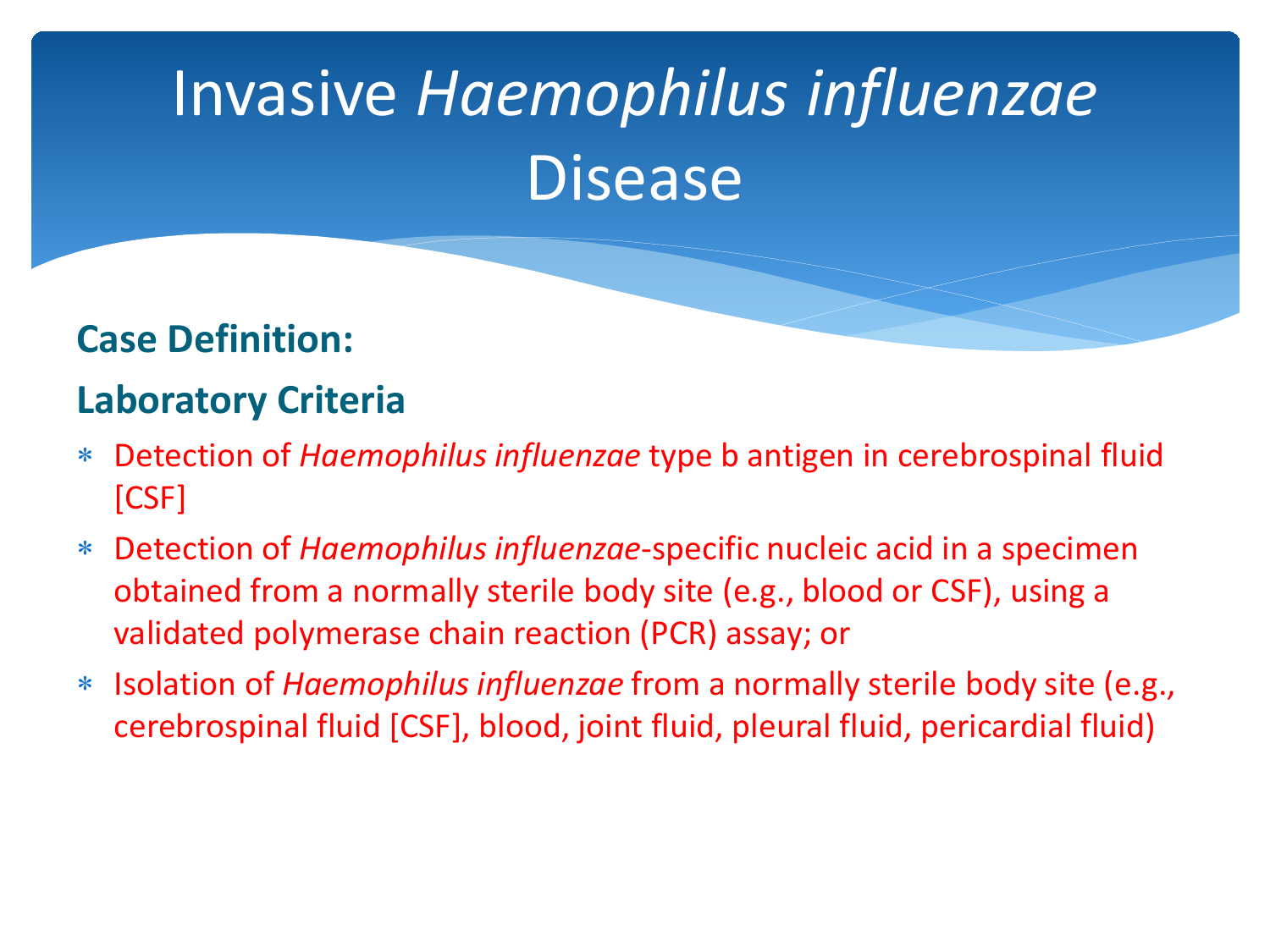# Invasive *Haemophilus influenzae* Disease

**Case Definition:**

**Laboratory Criteria**

- Detection of *Haemophilus influenzae* type b antigen in cerebrospinal fluid [CSF]
- Detection of *Haemophilus influenzae*-specific nucleic acid in a specimen obtained from a normally sterile body site (e.g., blood or CSF), using a validated polymerase chain reaction (PCR) assay; or
- Isolation of *Haemophilus influenzae* from a normally sterile body site (e.g., cerebrospinal fluid [CSF], blood, joint fluid, pleural fluid, pericardial fluid)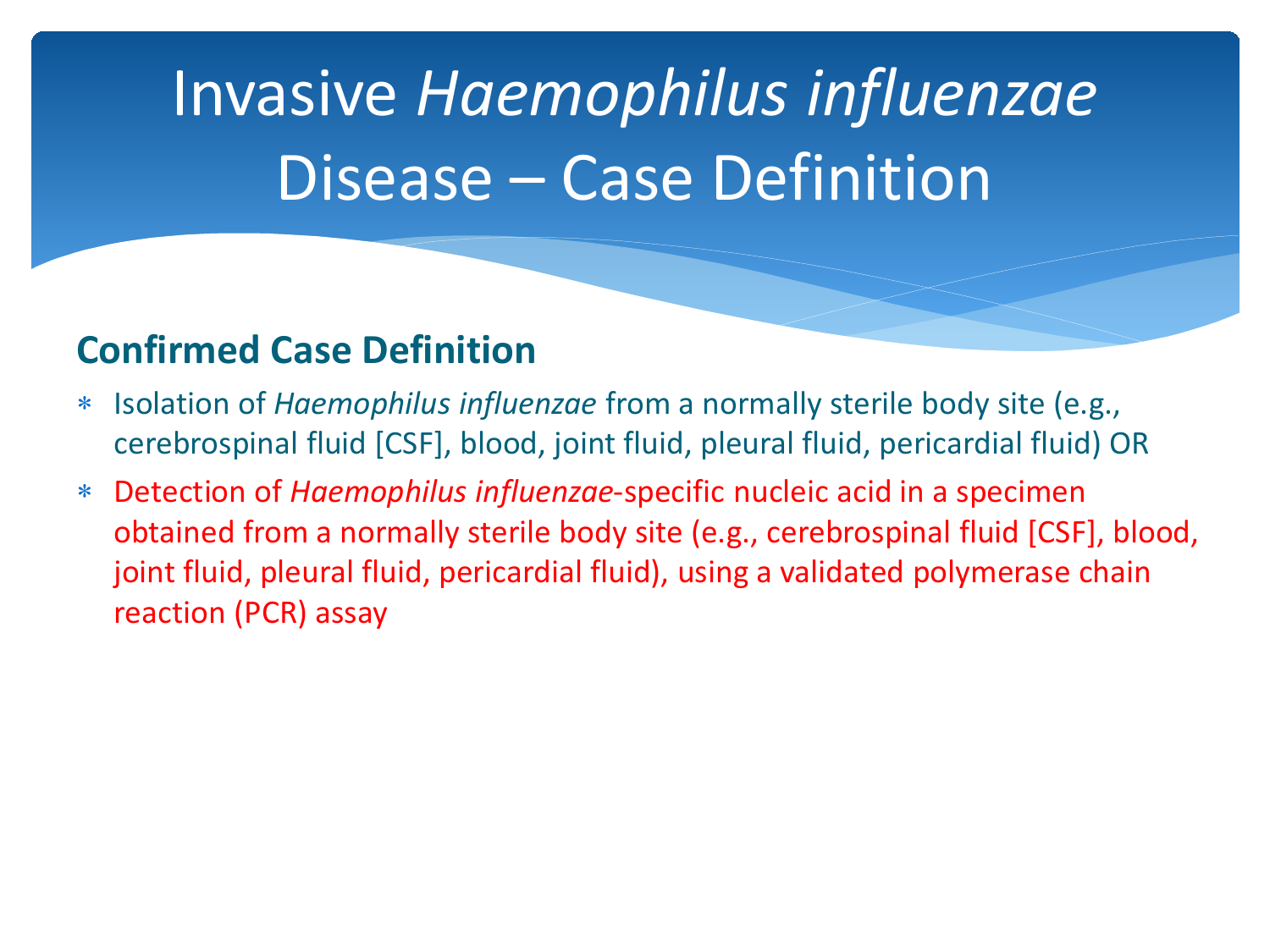# Invasive *Haemophilus influenzae* Disease – Case Definition

## Confirmed Case Definition

- Isolation of *Haemophilus influenzae* from a normally sterile body site (e.g., cerebrospinal fluid [CSF], blood, joint fluid, pleural fluid, pericardial fluid) OR
- Detection of *Haemophilus influenzae*-specific nucleic acid in a specimen obtained from a normally sterile body site (e.g., cerebrospinal fluid [CSF], blood, joint fluid, pleural fluid, pericardial fluid), using a validated polymerase chain reaction (PCR) assay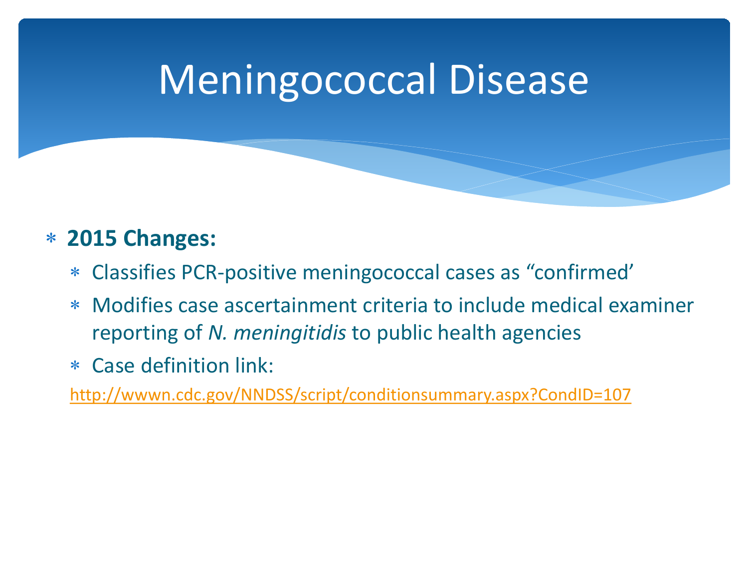# Meningococcal Disease

- **2015 Changes:**
  - Classifies PCR-positive meningococcal cases as "confirmed'
  - Modifies case ascertainment criteria to include medical examiner reporting of *N. meningitidis* to public health agencies
  - Case definition link:

http://wwwn.cdc.gov/NNDSS/script/conditionsummary.aspx?CondID=107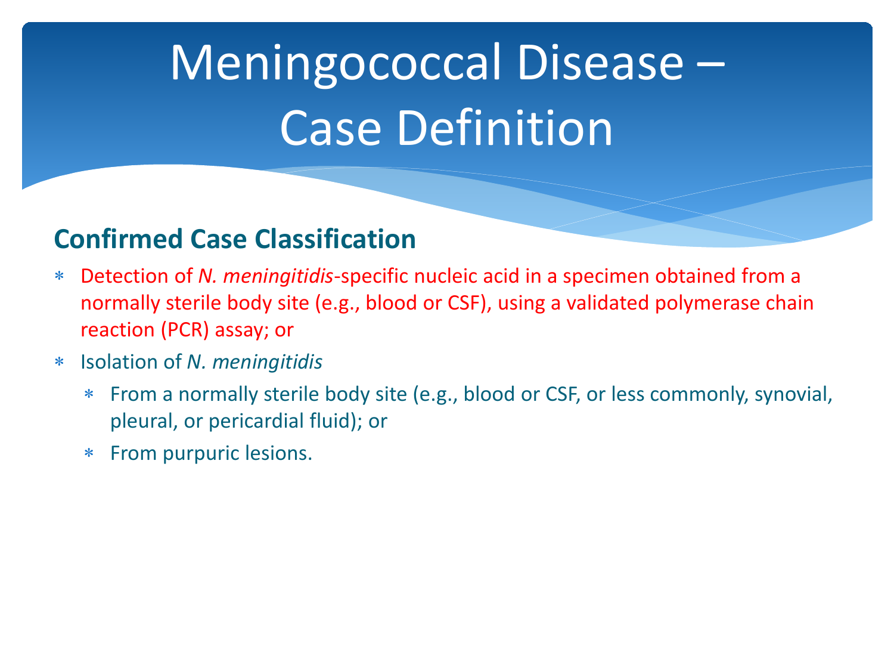# Meningococcal Disease – Case Definition

## Confirmed Case Classification

* Detection of *N. meningitidis*-specific nucleic acid in a specimen obtained from a normally sterile body site (e.g., blood or CSF), using a validated polymerase chain reaction (PCR) assay; or
* Isolation of *N. meningitidis*
  * From a normally sterile body site (e.g., blood or CSF, or less commonly, synovial, pleural, or pericardial fluid); or
  * From purpuric lesions.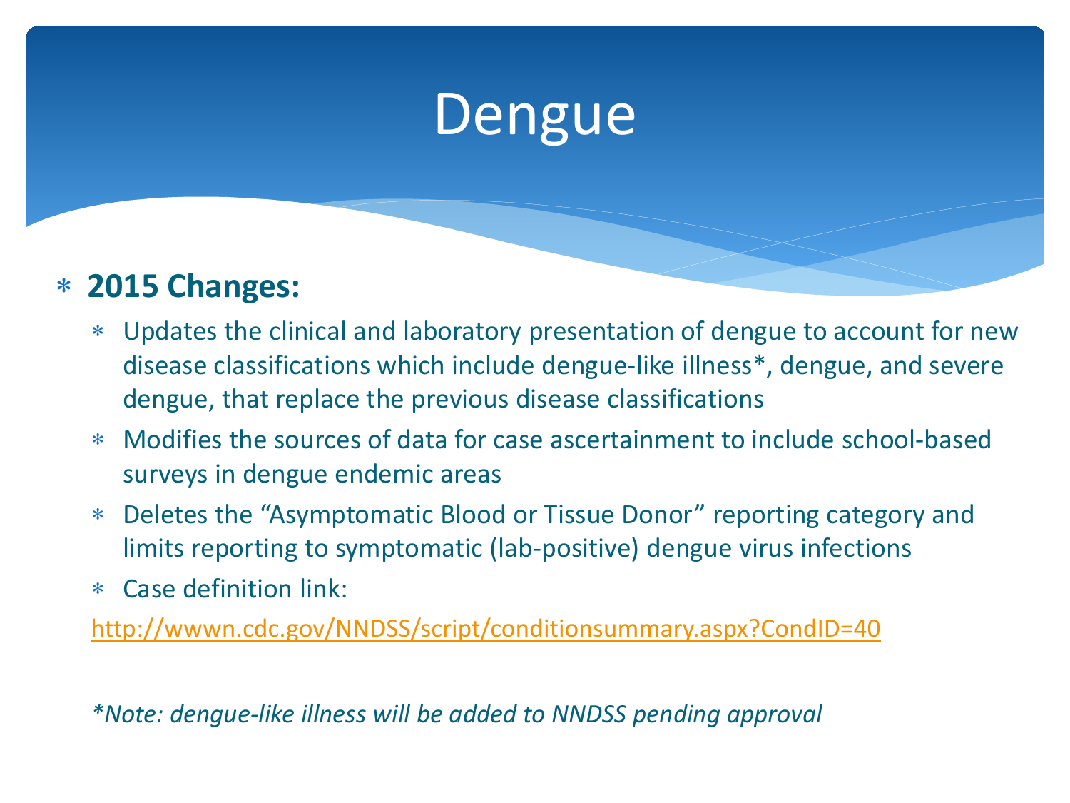# Dengue

- **2015 Changes:**
  - Updates the clinical and laboratory presentation of dengue to account for new disease classifications which include dengue-like illness*, dengue, and severe dengue, that replace the previous disease classifications
  - Modifies the sources of data for case ascertainment to include school-based surveys in dengue endemic areas
  - Deletes the "Asymptomatic Blood or Tissue Donor" reporting category and limits reporting to symptomatic (lab-positive) dengue virus infections
  - Case definition link:

http://wwwn.cdc.gov/NNDSS/script/conditionsummary.aspx?CondID=40

*\*Note: dengue-like illness will be added to NNDSS pending approval*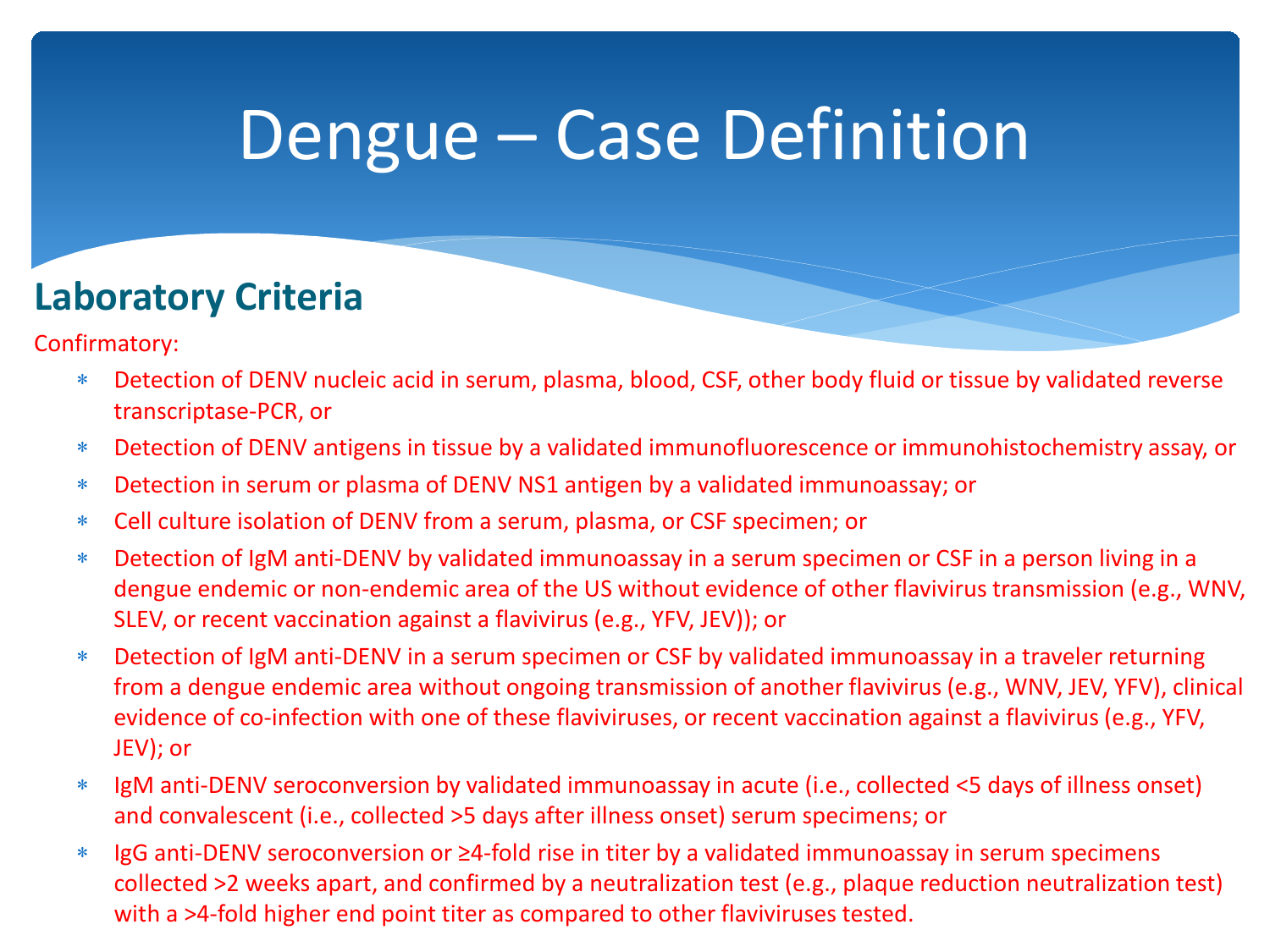# Dengue – Case Definition

## Laboratory Criteria

Confirmatory:

- Detection of DENV nucleic acid in serum, plasma, blood, CSF, other body fluid or tissue by validated reverse transcriptase-PCR, or
- Detection of DENV antigens in tissue by a validated immunofluorescence or immunohistochemistry assay, or
- Detection in serum or plasma of DENV NS1 antigen by a validated immunoassay; or
- Cell culture isolation of DENV from a serum, plasma, or CSF specimen; or
- Detection of IgM anti-DENV by validated immunoassay in a serum specimen or CSF in a person living in a dengue endemic or non-endemic area of the US without evidence of other flavivirus transmission (e.g., WNV, SLEV, or recent vaccination against a flavivirus (e.g., YFV, JEV)); or
- Detection of IgM anti-DENV in a serum specimen or CSF by validated immunoassay in a traveler returning from a dengue endemic area without ongoing transmission of another flavivirus (e.g., WNV, JEV, YFV), clinical evidence of co-infection with one of these flaviviruses, or recent vaccination against a flavivirus (e.g., YFV, JEV); or
- IgM anti-DENV seroconversion by validated immunoassay in acute (i.e., collected <5 days of illness onset) and convalescent (i.e., collected >5 days after illness onset) serum specimens; or
- IgG anti-DENV seroconversion or ≥4-fold rise in titer by a validated immunoassay in serum specimens collected >2 weeks apart, and confirmed by a neutralization test (e.g., plaque reduction neutralization test) with a >4-fold higher end point titer as compared to other flaviviruses tested.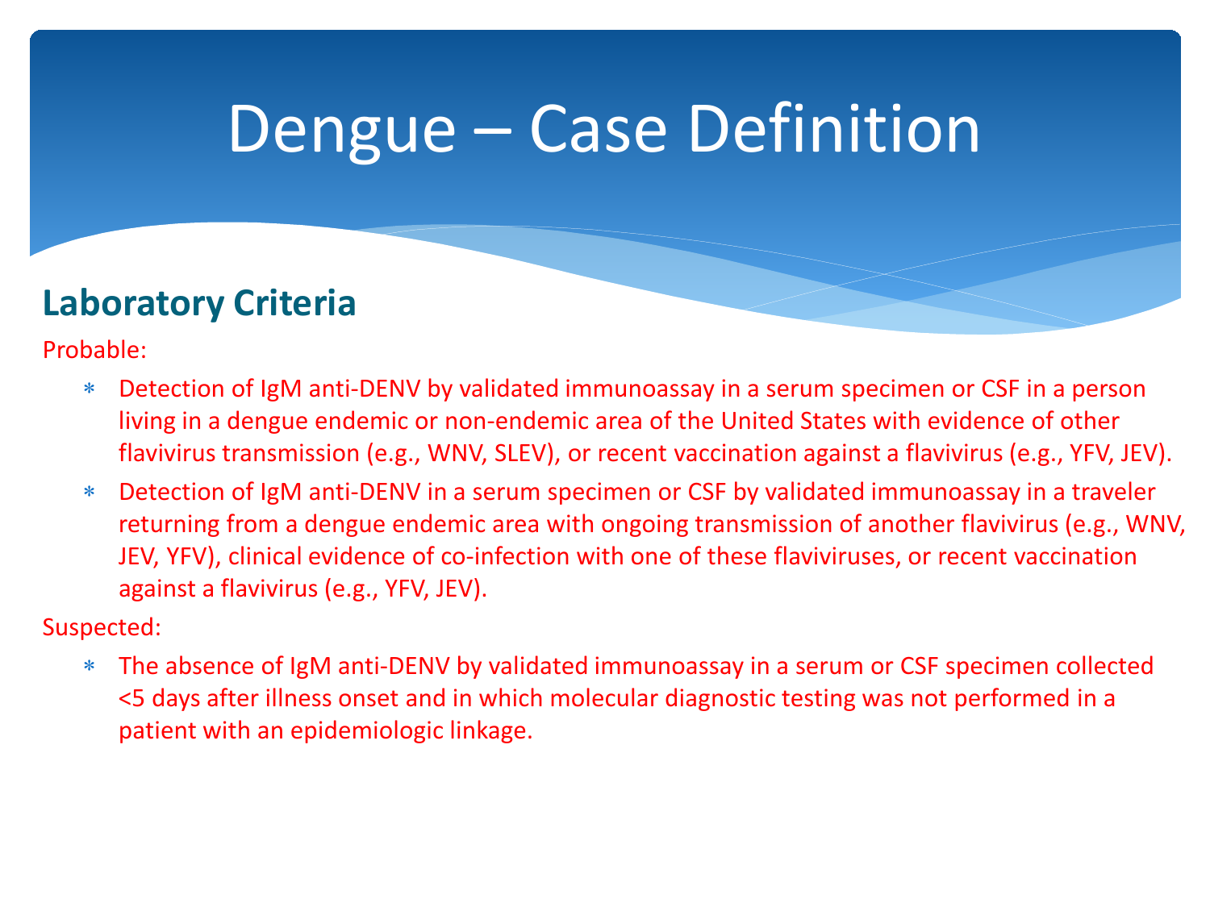# Dengue – Case Definition

## Laboratory Criteria

Probable:

- Detection of IgM anti-DENV by validated immunoassay in a serum specimen or CSF in a person living in a dengue endemic or non-endemic area of the United States with evidence of other flavivirus transmission (e.g., WNV, SLEV), or recent vaccination against a flavivirus (e.g., YFV, JEV).
- Detection of IgM anti-DENV in a serum specimen or CSF by validated immunoassay in a traveler returning from a dengue endemic area with ongoing transmission of another flavivirus (e.g., WNV, JEV, YFV), clinical evidence of co-infection with one of these flaviviruses, or recent vaccination against a flavivirus (e.g., YFV, JEV).

Suspected:

- The absence of IgM anti-DENV by validated immunoassay in a serum or CSF specimen collected <5 days after illness onset and in which molecular diagnostic testing was not performed in a patient with an epidemiologic linkage.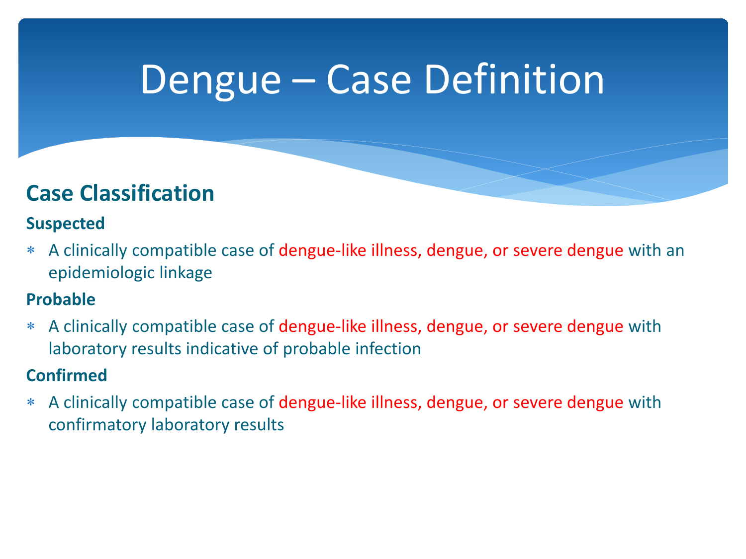# Dengue – Case Definition

## Case Classification

### Suspected

* A clinically compatible case of dengue-like illness, dengue, or severe dengue with an epidemiologic linkage

### Probable

* A clinically compatible case of dengue-like illness, dengue, or severe dengue with laboratory results indicative of probable infection

### Confirmed

* A clinically compatible case of dengue-like illness, dengue, or severe dengue with confirmatory laboratory results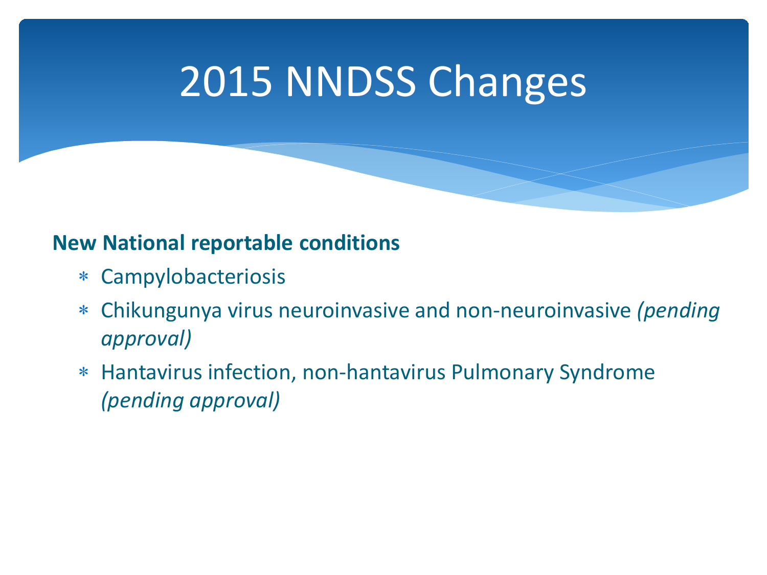# 2015 NNDSS Changes

**New National reportable conditions**

- Campylobacteriosis
- Chikungunya virus neuroinvasive and non-neuroinvasive *(pending approval)*
- Hantavirus infection, non-hantavirus Pulmonary Syndrome *(pending approval)*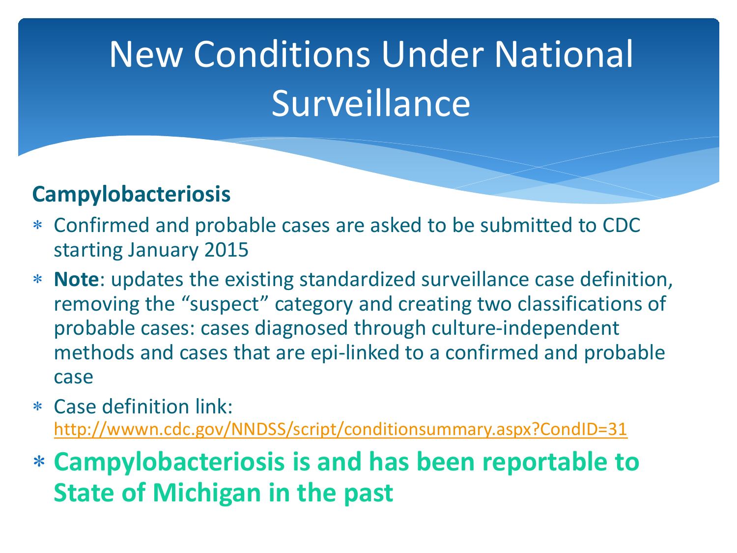# New Conditions Under National Surveillance

**Campylobacteriosis**

- Confirmed and probable cases are asked to be submitted to CDC starting January 2015
- **Note**: updates the existing standardized surveillance case definition, removing the "suspect" category and creating two classifications of probable cases: cases diagnosed through culture-independent methods and cases that are epi-linked to a confirmed and probable case
- Case definition link: http://wwwn.cdc.gov/NNDSS/script/conditionsummary.aspx?CondID=31
- **Campylobacteriosis is and has been reportable to State of Michigan in the past**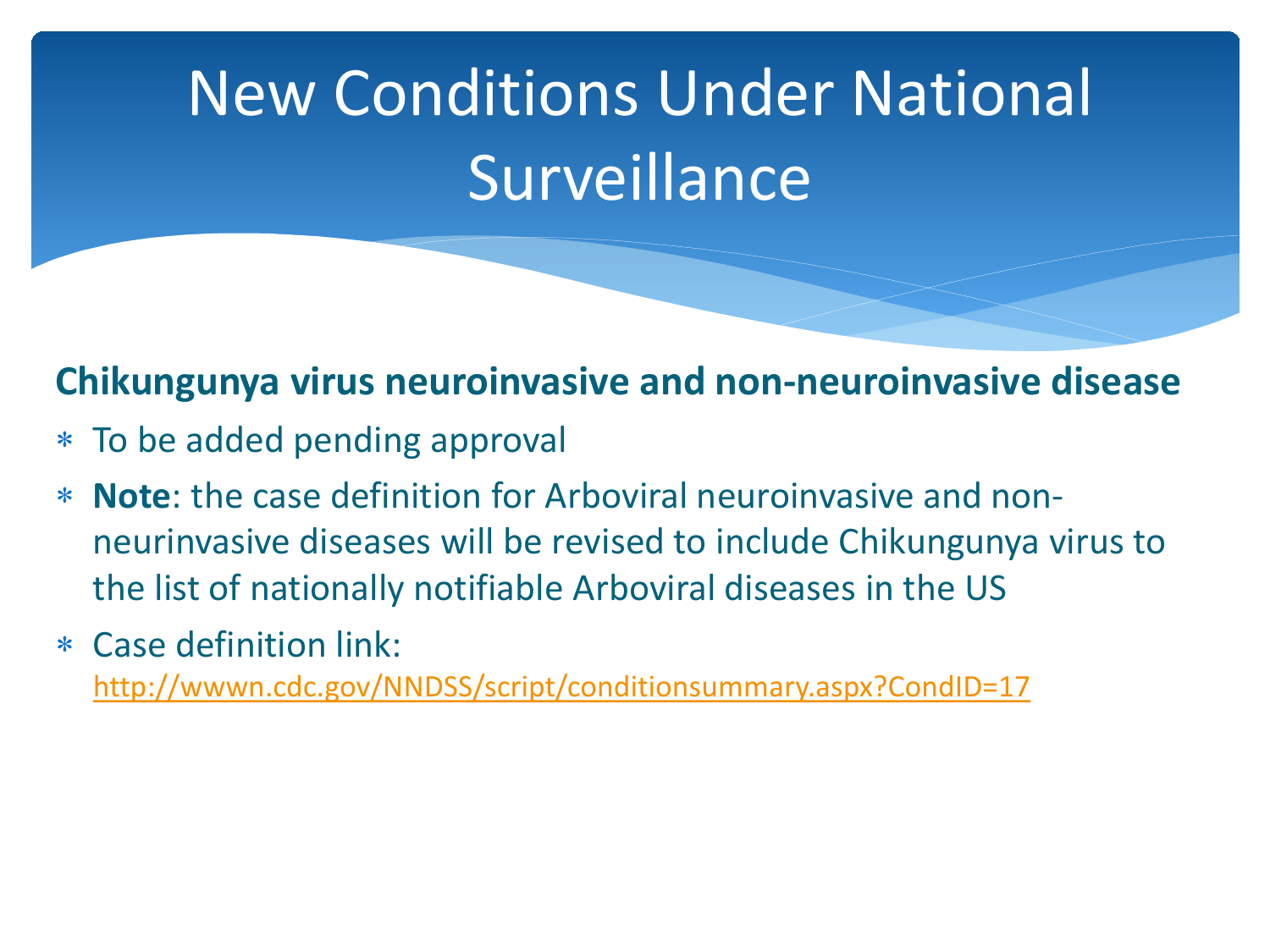# New Conditions Under National Surveillance

**Chikungunya virus neuroinvasive and non-neuroinvasive disease**

- To be added pending approval
- **Note**: the case definition for Arboviral neuroinvasive and non-neurinvasive diseases will be revised to include Chikungunya virus to the list of nationally notifiable Arboviral diseases in the US
- Case definition link: http://wwwn.cdc.gov/NNDSS/script/conditionsummary.aspx?CondID=17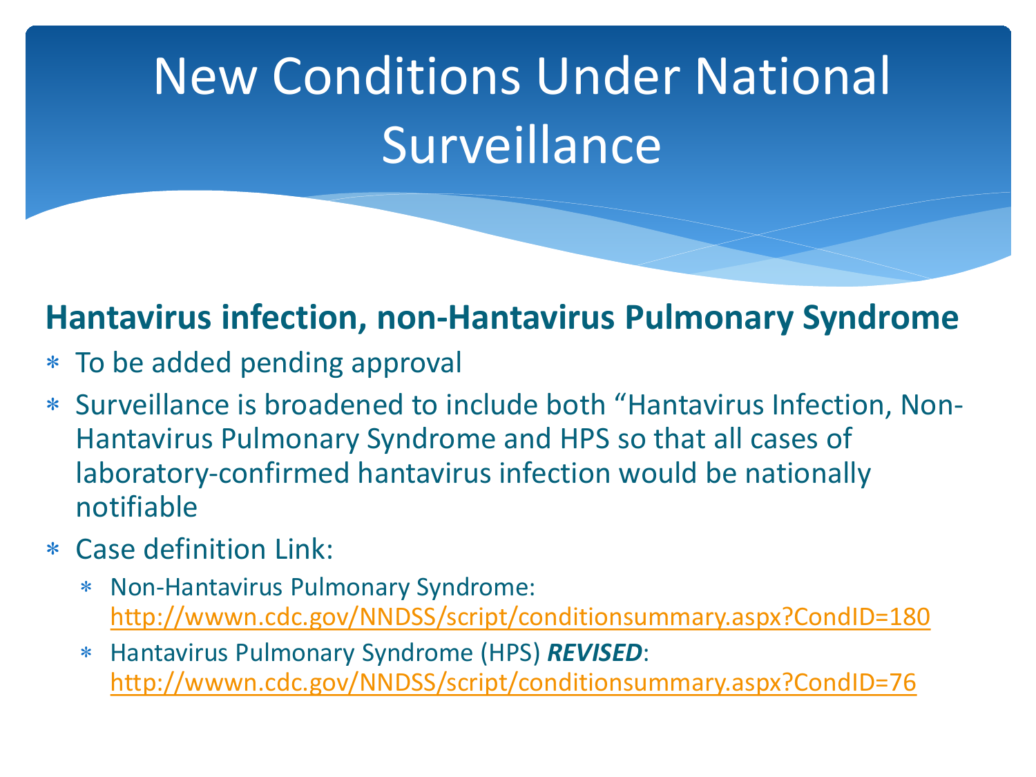# New Conditions Under National Surveillance

## Hantavirus infection, non-Hantavirus Pulmonary Syndrome

* To be added pending approval
* Surveillance is broadened to include both "Hantavirus Infection, Non-Hantavirus Pulmonary Syndrome and HPS so that all cases of laboratory-confirmed hantavirus infection would be nationally notifiable
* Case definition Link:
  * Non-Hantavirus Pulmonary Syndrome: http://wwwn.cdc.gov/NNDSS/script/conditionsummary.aspx?CondID=180
  * Hantavirus Pulmonary Syndrome (HPS) ***REVISED***: http://wwwn.cdc.gov/NNDSS/script/conditionsummary.aspx?CondID=76